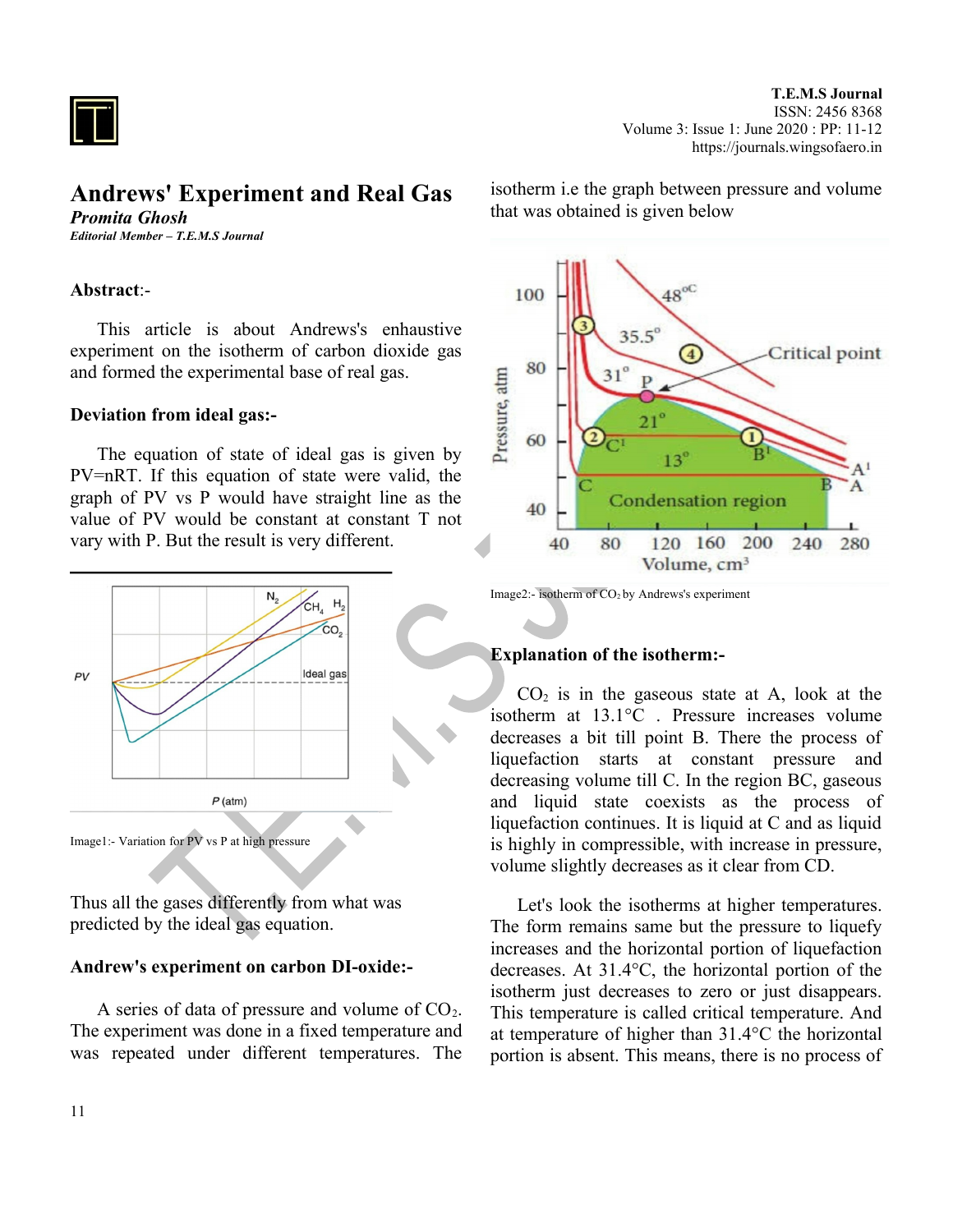# Andrews' Experiment and Real Gas

***Promita Ghosh***

***Editorial Member – T.E.M.S Journal***

**Abstract**:-

This article is about Andrews's enhaustive experiment on the isotherm of carbon dioxide gas and formed the experimental base of real gas.

**Deviation from ideal gas:-**

The equation of state of ideal gas is given by PV=nRT. If this equation of state were valid, the graph of PV vs P would have straight line as the value of PV would be constant at constant T not vary with P. But the result is very different.

Image1:- Variation for PV vs P at high pressure

Thus all the gases differently from what was predicted by the ideal gas equation.

**Andrew's experiment on carbon DI-oxide:-**

A series of data of pressure and volume of $CO_2$. The experiment was done in a fixed temperature and was repeated under different temperatures. The isotherm i.e the graph between pressure and volume that was obtained is given below

Image2:- isotherm of $CO_2$ by Andrews's experiment

**Explanation of the isotherm:-**

$CO_2$ is in the gaseous state at A, look at the isotherm at 13.1°C . Pressure increases volume decreases a bit till point B. There the process of liquefaction starts at constant pressure and decreasing volume till C. In the region BC, gaseous and liquid state coexists as the process of liquefaction continues. It is liquid at C and as liquid is highly in compressible, with increase in pressure, volume slightly decreases as it clear from CD.

Let's look the isotherms at higher temperatures. The form remains same but the pressure to liquefy increases and the horizontal portion of liquefaction decreases. At 31.4°C, the horizontal portion of the isotherm just decreases to zero or just disappears. This temperature is called critical temperature. And at temperature of higher than 31.4°C the horizontal portion is absent. This means, there is no process of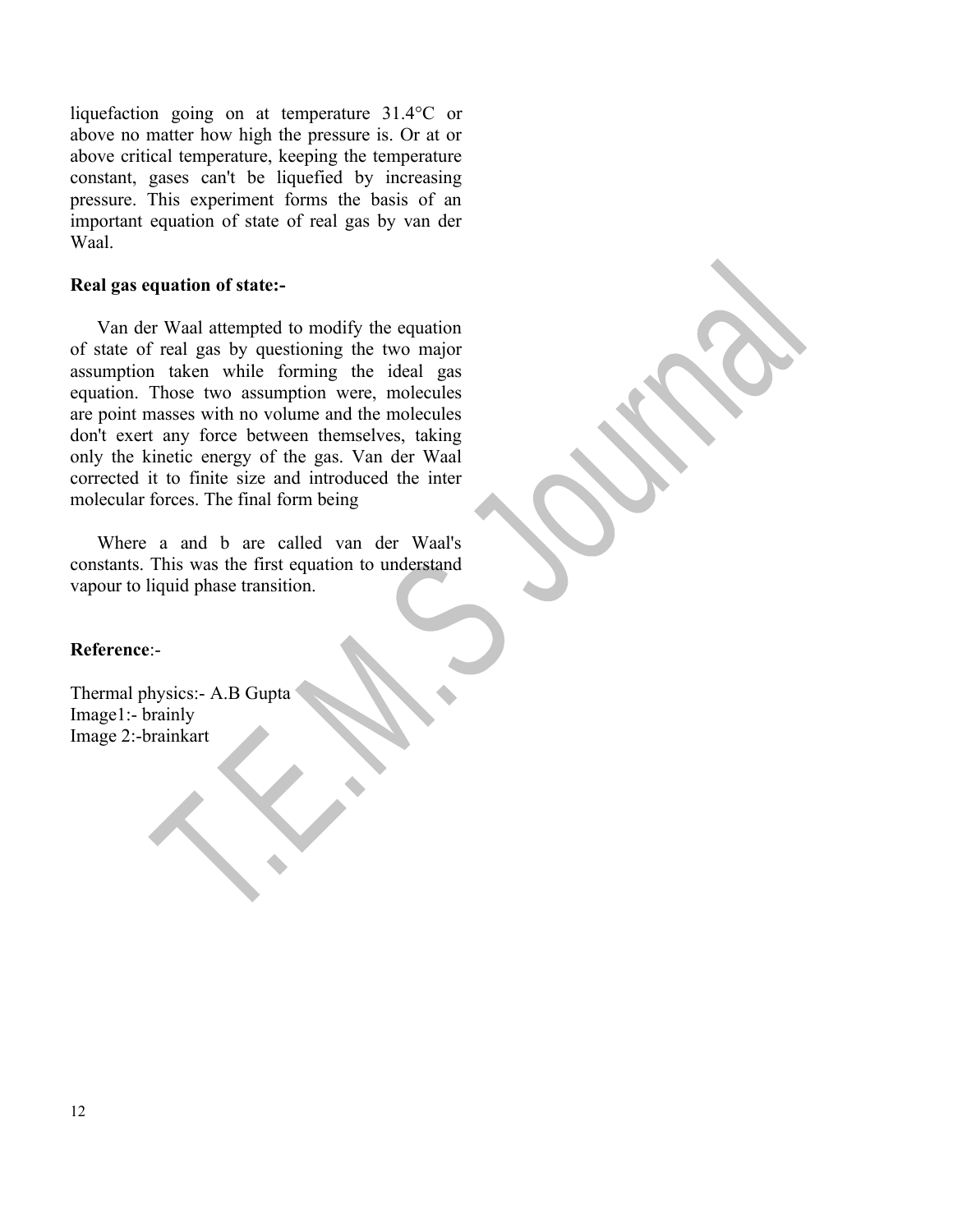liquefaction going on at temperature 31.4°C or above no matter how high the pressure is. Or at or above critical temperature, keeping the temperature constant, gases can't be liquefied by increasing pressure. This experiment forms the basis of an important equation of state of real gas by van der Waal.

**Real gas equation of state:-**

Van der Waal attempted to modify the equation of state of real gas by questioning the two major assumption taken while forming the ideal gas equation. Those two assumption were, molecules are point masses with no volume and the molecules don't exert any force between themselves, taking only the kinetic energy of the gas. Van der Waal corrected it to finite size and introduced the inter molecular forces. The final form being

Where a and b are called van der Waal's constants. This was the first equation to understand vapour to liquid phase transition.

**Reference**:-

Thermal physics:- A.B Gupta
Image1:- brainly
Image 2:-brainkart